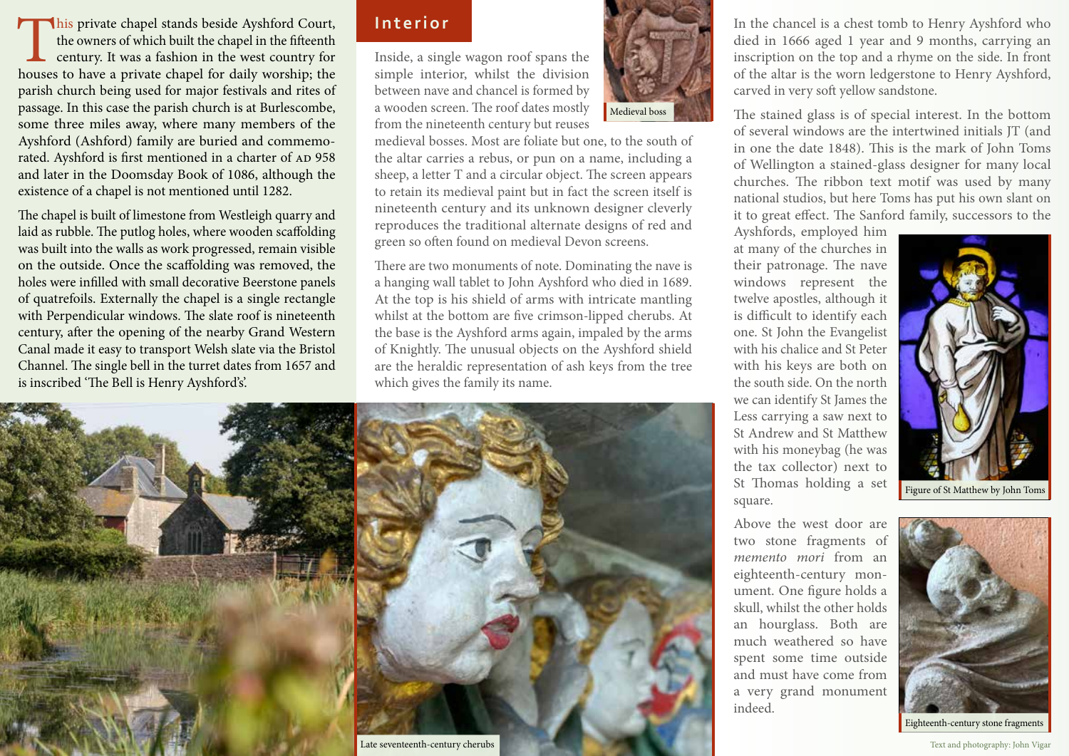This private chapel stands beside Ayshford Court, the owners of which built the chapel in the fifteenth century. It was a fashion in the west country for houses to have a private chapel for daily worship; the parish church being used for major festivals and rites of passage. In this case the parish church is at Burlescombe, some three miles away, where many members of the Ayshford (Ashford) family are buried and commemorated. Ayshford is first mentioned in a charter of AD 958 and later in the Doomsday Book of 1086, although the existence of a chapel is not mentioned until 1282.

The chapel is built of limestone from Westleigh quarry and laid as rubble. The putlog holes, where wooden scaffolding was built into the walls as work progressed, remain visible on the outside. Once the scaffolding was removed, the holes were infilled with small decorative Beerstone panels of quatrefoils. Externally the chapel is a single rectangle with Perpendicular windows. The slate roof is nineteenth century, after the opening of the nearby Grand Western Canal made it easy to transport Welsh slate via the Bristol Channel. The single bell in the turret dates from 1657 and is inscribed 'The Bell is Henry Ayshford's'.

## Interior

Inside, a single wagon roof spans the simple interior, whilst the division between nave and chancel is formed by a wooden screen. The roof dates mostly from the nineteenth century but reuses medieval bosses. Most are foliate but one, to the south of the altar carries a rebus, or pun on a name, including a sheep, a letter T and a circular object. The screen appears to retain its medieval paint but in fact the screen itself is nineteenth century and its unknown designer cleverly reproduces the traditional alternate designs of red and green so often found on medieval Devon screens.

Medieval boss

There are two monuments of note. Dominating the nave is a hanging wall tablet to John Ayshford who died in 1689. At the top is his shield of arms with intricate mantling whilst at the bottom are five crimson-lipped cherubs. At the base is the Ayshford arms again, impaled by the arms of Knightly. The unusual objects on the Ayshford shield are the heraldic representation of ash keys from the tree which gives the family its name.

Late seventeenth-century cherubs

In the chancel is a chest tomb to Henry Ayshford who died in 1666 aged 1 year and 9 months, carrying an inscription on the top and a rhyme on the side. In front of the altar is the worn ledgerstone to Henry Ayshford, carved in very soft yellow sandstone.

The stained glass is of special interest. In the bottom of several windows are the intertwined initials JT (and in one the date 1848). This is the mark of John Toms of Wellington a stained-glass designer for many local churches. The ribbon text motif was used by many national studios, but here Toms has put his own slant on it to great effect. The Sanford family, successors to the Ayshfords, employed him at many of the churches in their patronage. The nave windows represent the twelve apostles, although it is difficult to identify each one. St John the Evangelist with his chalice and St Peter with his keys are both on the south side. On the north we can identify St James the Less carrying a saw next to St Andrew and St Matthew with his moneybag (he was the tax collector) next to St Thomas holding a set square.

Figure of St Matthew by John Toms

Above the west door are two stone fragments of *memento mori* from an eighteenth-century monument. One figure holds a skull, whilst the other holds an hourglass. Both are much weathered so have spent some time outside and must have come from a very grand monument indeed.

Eighteenth-century stone fragments

Text and photography: John Vigar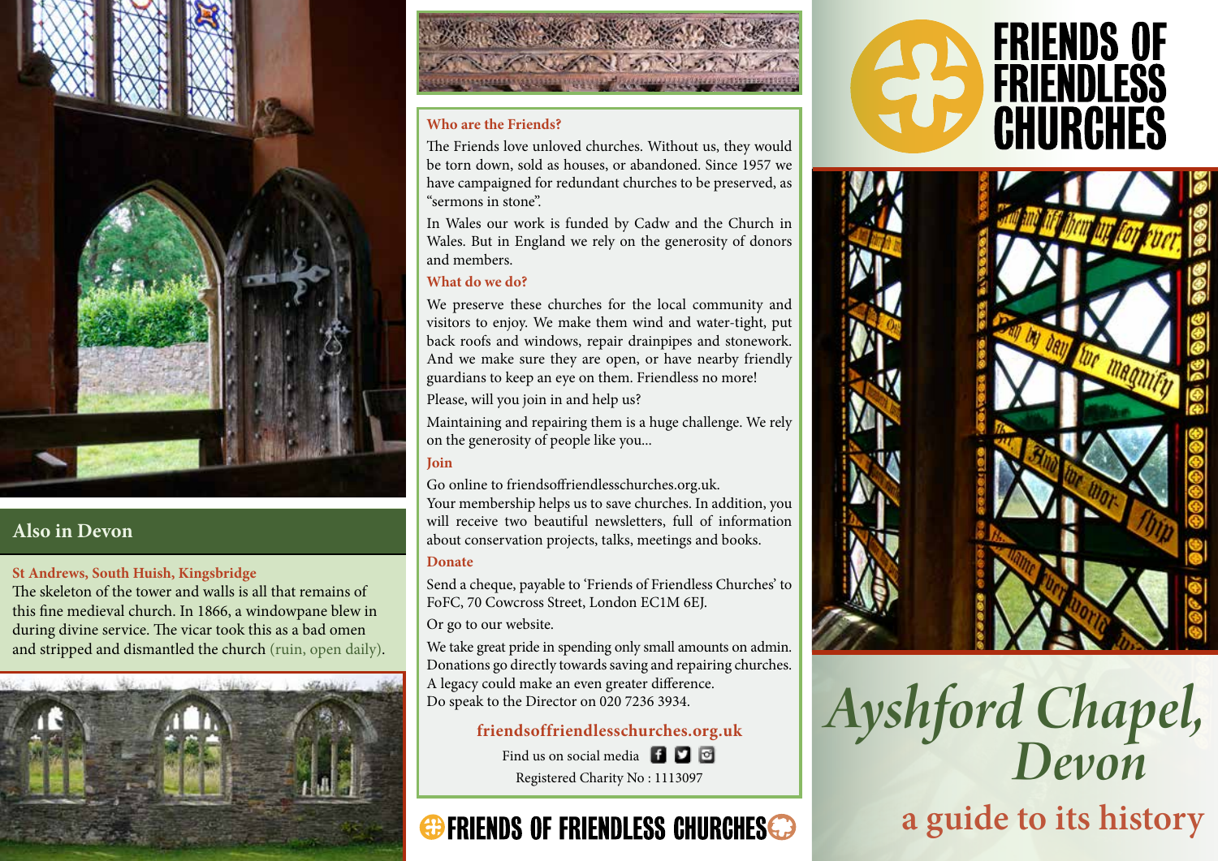## Also in Devon

**St Andrews, South Huish, Kingsbridge**

The skeleton of the tower and walls is all that remains of this fine medieval church. In 1866, a windowpane blew in during divine service. The vicar took this as a bad omen and stripped and dismantled the church (ruin, open daily).

### Who are the Friends?

The Friends love unloved churches. Without us, they would be torn down, sold as houses, or abandoned. Since 1957 we have campaigned for redundant churches to be preserved, as "sermons in stone".

In Wales our work is funded by Cadw and the Church in Wales. But in England we rely on the generosity of donors and members.

### What do we do?

We preserve these churches for the local community and visitors to enjoy. We make them wind and water-tight, put back roofs and windows, repair drainpipes and stonework. And we make sure they are open, or have nearby friendly guardians to keep an eye on them. Friendless no more!

Please, will you join in and help us?

Maintaining and repairing them is a huge challenge. We rely on the generosity of people like you...

### Join

Go online to friendsoffriendlesschurches.org.uk.
Your membership helps us to save churches. In addition, you will receive two beautiful newsletters, full of information about conservation projects, talks, meetings and books.

### Donate

Send a cheque, payable to 'Friends of Friendless Churches' to FoFC, 70 Cowcross Street, London EC1M 6EJ.

Or go to our website.

We take great pride in spending only small amounts on admin. Donations go directly towards saving and repairing churches. A legacy could make an even greater difference.
Do speak to the Director on 020 7236 3934.

**friendsoffriendlesschurches.org.uk**

Find us on social media

Registered Charity No : 1113097

FRIENDS OF FRIENDLESS CHURCHES

# FRIENDS OF FRIENDLESS CHURCHES

# *Ayshford Chapel, Devon*

## a guide to its history